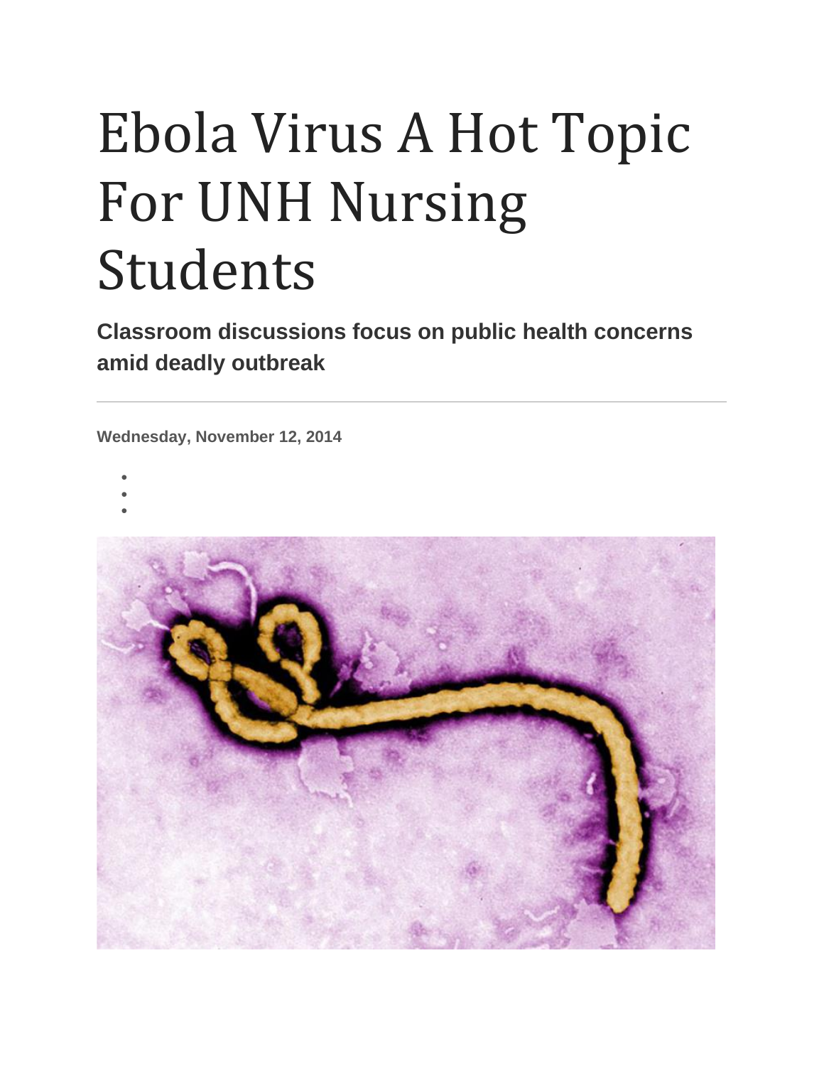# Ebola Virus A Hot Topic For UNH Nursing Students

**Classroom discussions focus on public health concerns amid deadly outbreak**

---

**Wednesday, November 12, 2014**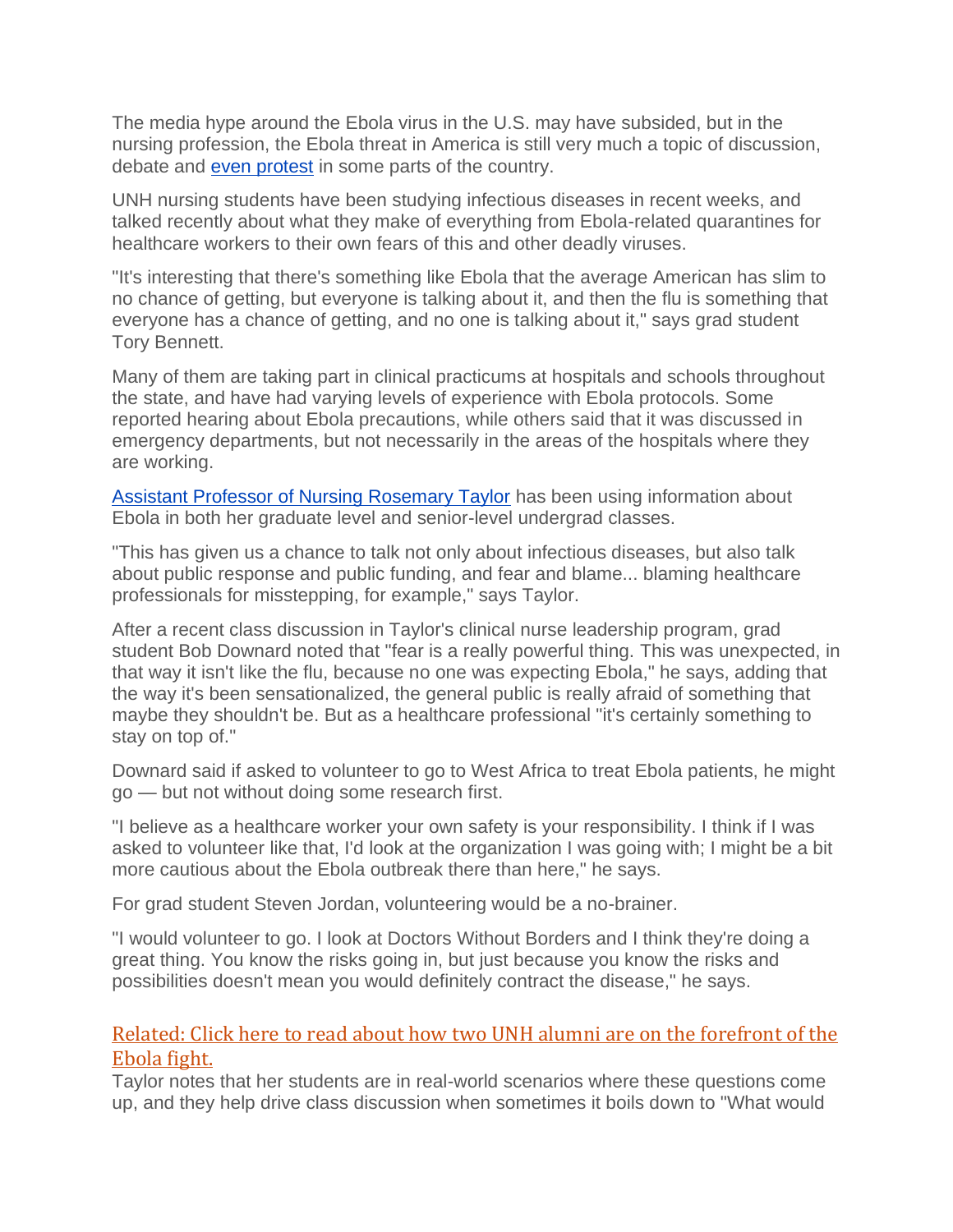The media hype around the Ebola virus in the U.S. may have subsided, but in the nursing profession, the Ebola threat in America is still very much a topic of discussion, debate and even protest in some parts of the country.

UNH nursing students have been studying infectious diseases in recent weeks, and talked recently about what they make of everything from Ebola-related quarantines for healthcare workers to their own fears of this and other deadly viruses.

"It's interesting that there's something like Ebola that the average American has slim to no chance of getting, but everyone is talking about it, and then the flu is something that everyone has a chance of getting, and no one is talking about it," says grad student Tory Bennett.

Many of them are taking part in clinical practicums at hospitals and schools throughout the state, and have had varying levels of experience with Ebola protocols. Some reported hearing about Ebola precautions, while others said that it was discussed in emergency departments, but not necessarily in the areas of the hospitals where they are working.

Assistant Professor of Nursing Rosemary Taylor has been using information about Ebola in both her graduate level and senior-level undergrad classes.

"This has given us a chance to talk not only about infectious diseases, but also talk about public response and public funding, and fear and blame... blaming healthcare professionals for misstepping, for example," says Taylor.

After a recent class discussion in Taylor's clinical nurse leadership program, grad student Bob Downard noted that "fear is a really powerful thing. This was unexpected, in that way it isn't like the flu, because no one was expecting Ebola," he says, adding that the way it's been sensationalized, the general public is really afraid of something that maybe they shouldn't be. But as a healthcare professional "it's certainly something to stay on top of."

Downard said if asked to volunteer to go to West Africa to treat Ebola patients, he might go — but not without doing some research first.

"I believe as a healthcare worker your own safety is your responsibility. I think if I was asked to volunteer like that, I'd look at the organization I was going with; I might be a bit more cautious about the Ebola outbreak there than here," he says.

For grad student Steven Jordan, volunteering would be a no-brainer.

"I would volunteer to go. I look at Doctors Without Borders and I think they're doing a great thing. You know the risks going in, but just because you know the risks and possibilities doesn't mean you would definitely contract the disease," he says.

### Related: Click here to read about how two UNH alumni are on the forefront of the Ebola fight.

Taylor notes that her students are in real-world scenarios where these questions come up, and they help drive class discussion when sometimes it boils down to "What would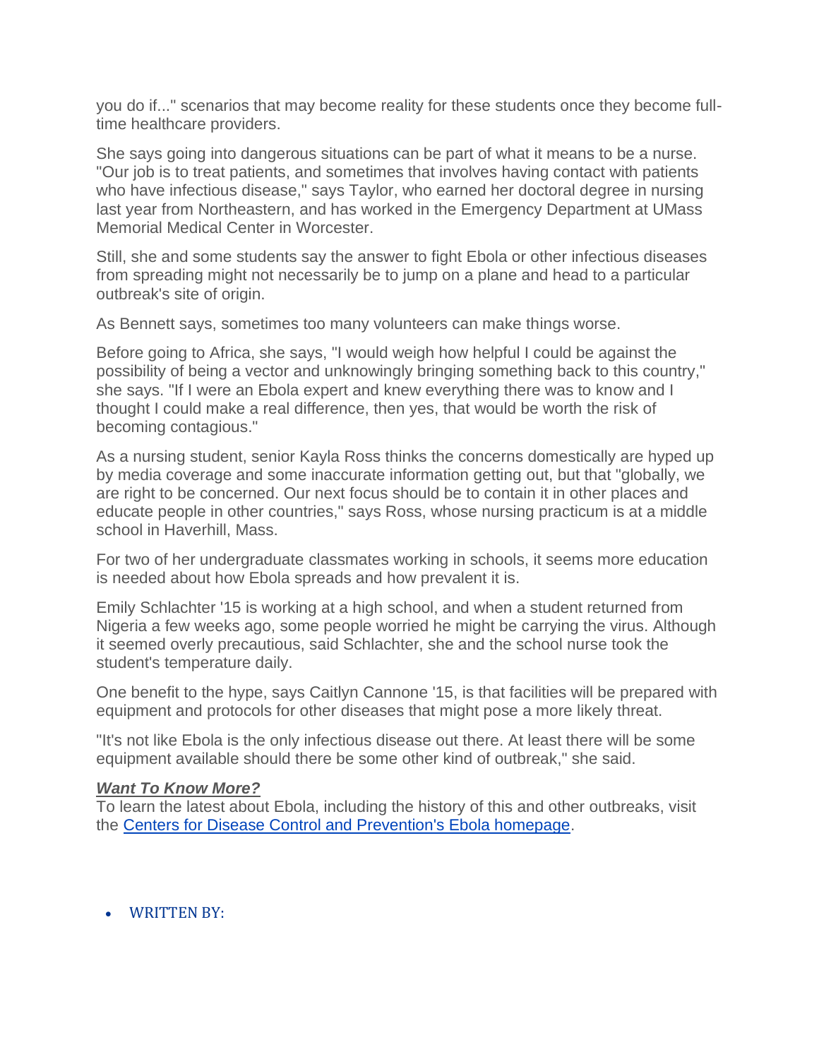you do if..." scenarios that may become reality for these students once they become full-time healthcare providers.

She says going into dangerous situations can be part of what it means to be a nurse. "Our job is to treat patients, and sometimes that involves having contact with patients who have infectious disease," says Taylor, who earned her doctoral degree in nursing last year from Northeastern, and has worked in the Emergency Department at UMass Memorial Medical Center in Worcester.

Still, she and some students say the answer to fight Ebola or other infectious diseases from spreading might not necessarily be to jump on a plane and head to a particular outbreak's site of origin.

As Bennett says, sometimes too many volunteers can make things worse.

Before going to Africa, she says, "I would weigh how helpful I could be against the possibility of being a vector and unknowingly bringing something back to this country," she says. "If I were an Ebola expert and knew everything there was to know and I thought I could make a real difference, then yes, that would be worth the risk of becoming contagious."

As a nursing student, senior Kayla Ross thinks the concerns domestically are hyped up by media coverage and some inaccurate information getting out, but that "globally, we are right to be concerned. Our next focus should be to contain it in other places and educate people in other countries," says Ross, whose nursing practicum is at a middle school in Haverhill, Mass.

For two of her undergraduate classmates working in schools, it seems more education is needed about how Ebola spreads and how prevalent it is.

Emily Schlachter '15 is working at a high school, and when a student returned from Nigeria a few weeks ago, some people worried he might be carrying the virus. Although it seemed overly precautious, said Schlachter, she and the school nurse took the student's temperature daily.

One benefit to the hype, says Caitlyn Cannone '15, is that facilities will be prepared with equipment and protocols for other diseases that might pose a more likely threat.

"It's not like Ebola is the only infectious disease out there. At least there will be some equipment available should there be some other kind of outbreak," she said.

***Want To Know More?***

To learn the latest about Ebola, including the history of this and other outbreaks, visit the [Centers for Disease Control and Prevention's Ebola homepage].

- WRITTEN BY: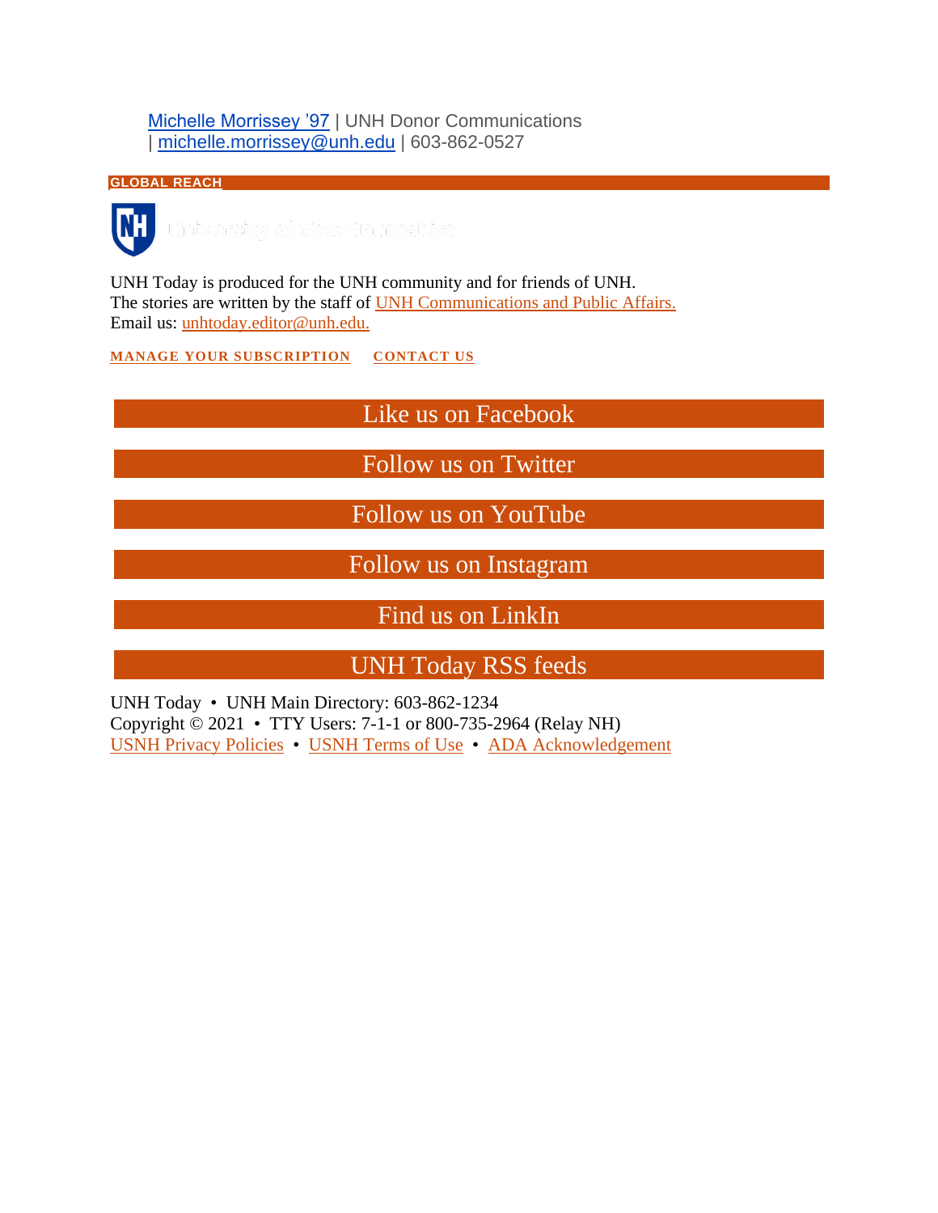Michelle Morrissey '97 | UNH Donor Communications | michelle.morrissey@unh.edu | 603-862-0527

**GLOBAL REACH**

UNH Today is produced for the UNH community and for friends of UNH.
The stories are written by the staff of UNH Communications and Public Affairs.
Email us: unhtoday.editor@unh.edu.

**MANAGE YOUR SUBSCRIPTION** **CONTACT US**

Like us on Facebook

Follow us on Twitter

Follow us on YouTube

Follow us on Instagram

Find us on LinkIn

UNH Today RSS feeds

UNH Today • UNH Main Directory: 603-862-1234
Copyright © 2021 • TTY Users: 7-1-1 or 800-735-2964 (Relay NH)
USNH Privacy Policies • USNH Terms of Use • ADA Acknowledgement